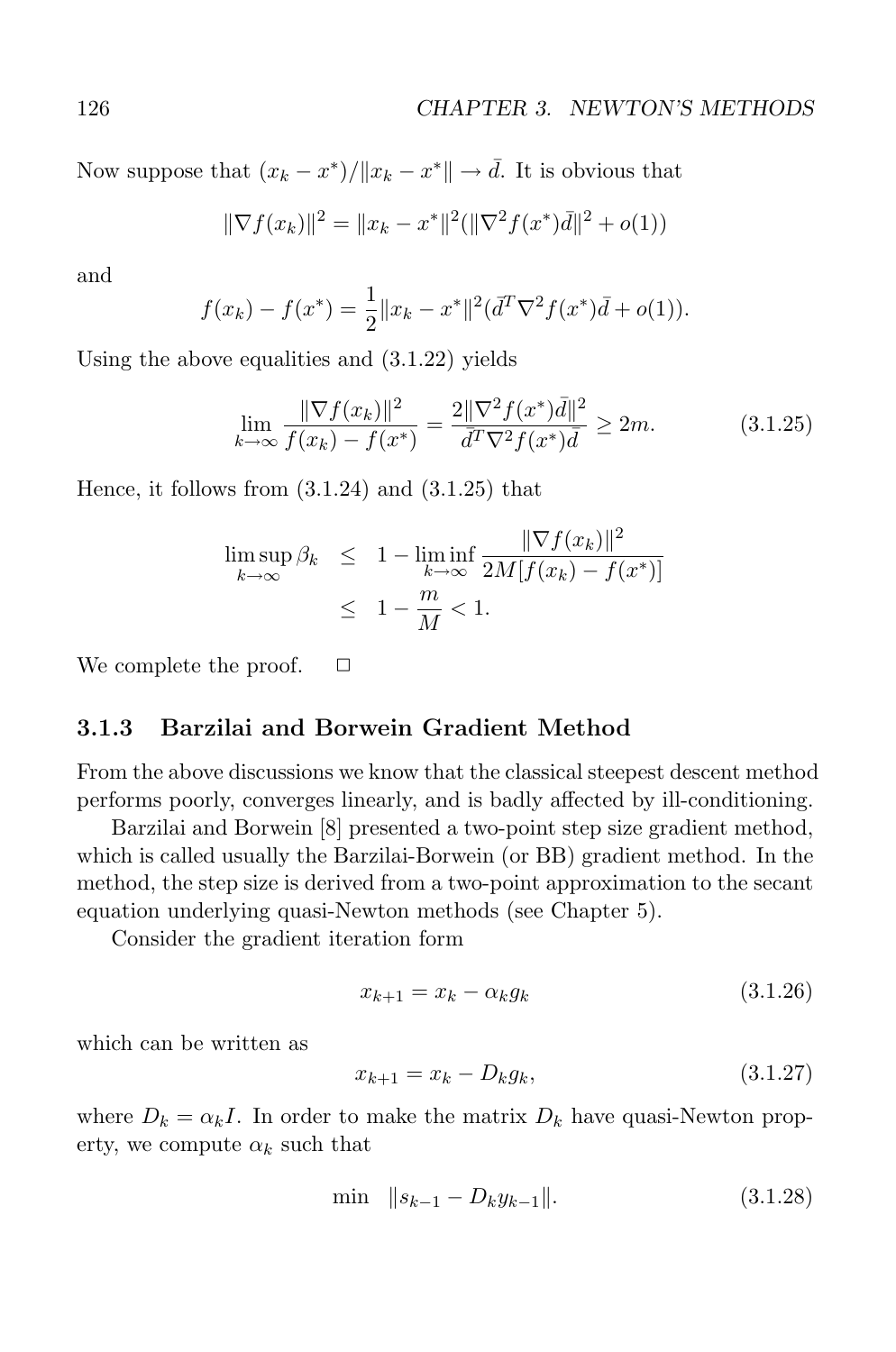Now suppose that $(x_k - x^*)/\|x_k - x^*\| \to \bar{d}$. It is obvious that

$$\|\nabla f(x_k)\|^2 = \|x_k - x^*\|^2 (\|\nabla^2 f(x^*)\bar{d}\|^2 + o(1))$$

and

$$f(x_k) - f(x^*) = \frac{1}{2}\|x_k - x^*\|^2 (\bar{d}^T \nabla^2 f(x^*)\bar{d} + o(1)).$$

Using the above equalities and (3.1.22) yields

$$\lim_{k\to\infty} \frac{\|\nabla f(x_k)\|^2}{f(x_k) - f(x^*)} = \frac{2\|\nabla^2 f(x^*)\bar{d}\|^2}{\bar{d}^T \nabla^2 f(x^*)\bar{d}} \geq 2m. \tag{3.1.25}$$

Hence, it follows from (3.1.24) and (3.1.25) that

$$\begin{aligned} \limsup_{k\to\infty} \beta_k &\leq 1 - \liminf_{k\to\infty} \frac{\|\nabla f(x_k)\|^2}{2M[f(x_k) - f(x^*)]} \\ &\leq 1 - \frac{m}{M} < 1. \end{aligned}$$

We complete the proof. $\Box$

### 3.1.3 Barzilai and Borwein Gradient Method

From the above discussions we know that the classical steepest descent method performs poorly, converges linearly, and is badly affected by ill-conditioning.

Barzilai and Borwein [8] presented a two-point step size gradient method, which is called usually the Barzilai-Borwein (or BB) gradient method. In the method, the step size is derived from a two-point approximation to the secant equation underlying quasi-Newton methods (see Chapter 5).

Consider the gradient iteration form

$$x_{k+1} = x_k - \alpha_k g_k \tag{3.1.26}$$

which can be written as

$$x_{k+1} = x_k - D_k g_k, \tag{3.1.27}$$

where $D_k = \alpha_k I$. In order to make the matrix $D_k$ have quasi-Newton property, we compute $\alpha_k$ such that

$$\min \quad \|s_{k-1} - D_k y_{k-1}\|. \tag{3.1.28}$$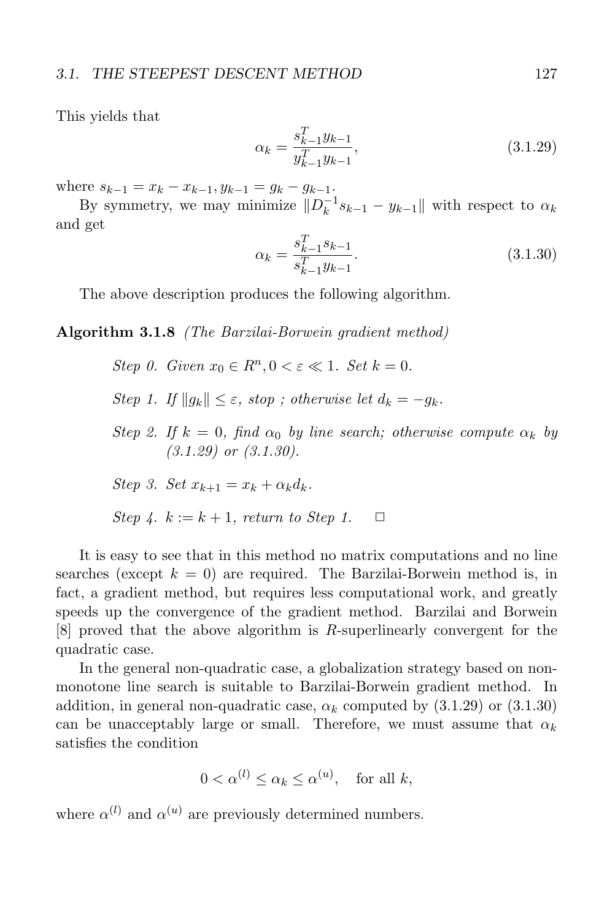This yields that

$$\alpha_k = \frac{s_{k-1}^T y_{k-1}}{y_{k-1}^T y_{k-1}}, \tag{3.1.29}$$

where $s_{k-1} = x_k - x_{k-1}, y_{k-1} = g_k - g_{k-1}$.

By symmetry, we may minimize $\|D_k^{-1} s_{k-1} - y_{k-1}\|$ with respect to $\alpha_k$ and get

$$\alpha_k = \frac{s_{k-1}^T s_{k-1}}{s_{k-1}^T y_{k-1}}. \tag{3.1.30}$$

The above description produces the following algorithm.

**Algorithm 3.1.8** *(The Barzilai-Borwein gradient method)*

*Step 0. Given $x_0 \in R^n, 0 < \varepsilon \ll 1$. Set $k = 0$.*

*Step 1. If $\|g_k\| \leq \varepsilon$, stop ; otherwise let $d_k = -g_k$.*

*Step 2. If $k = 0$, find $\alpha_0$ by line search; otherwise compute $\alpha_k$ by (3.1.29) or (3.1.30).*

*Step 3. Set $x_{k+1} = x_k + \alpha_k d_k$.*

*Step 4. $k := k + 1$, return to Step 1.* □

It is easy to see that in this method no matrix computations and no line searches (except $k = 0$) are required. The Barzilai-Borwein method is, in fact, a gradient method, but requires less computational work, and greatly speeds up the convergence of the gradient method. Barzilai and Borwein [8] proved that the above algorithm is $R$-superlinearly convergent for the quadratic case.

In the general non-quadratic case, a globalization strategy based on non-monotone line search is suitable to Barzilai-Borwein gradient method. In addition, in general non-quadratic case, $\alpha_k$ computed by (3.1.29) or (3.1.30) can be unacceptably large or small. Therefore, we must assume that $\alpha_k$ satisfies the condition

$$0 < \alpha^{(l)} \leq \alpha_k \leq \alpha^{(u)}, \quad \text{for all } k,$$

where $\alpha^{(l)}$ and $\alpha^{(u)}$ are previously determined numbers.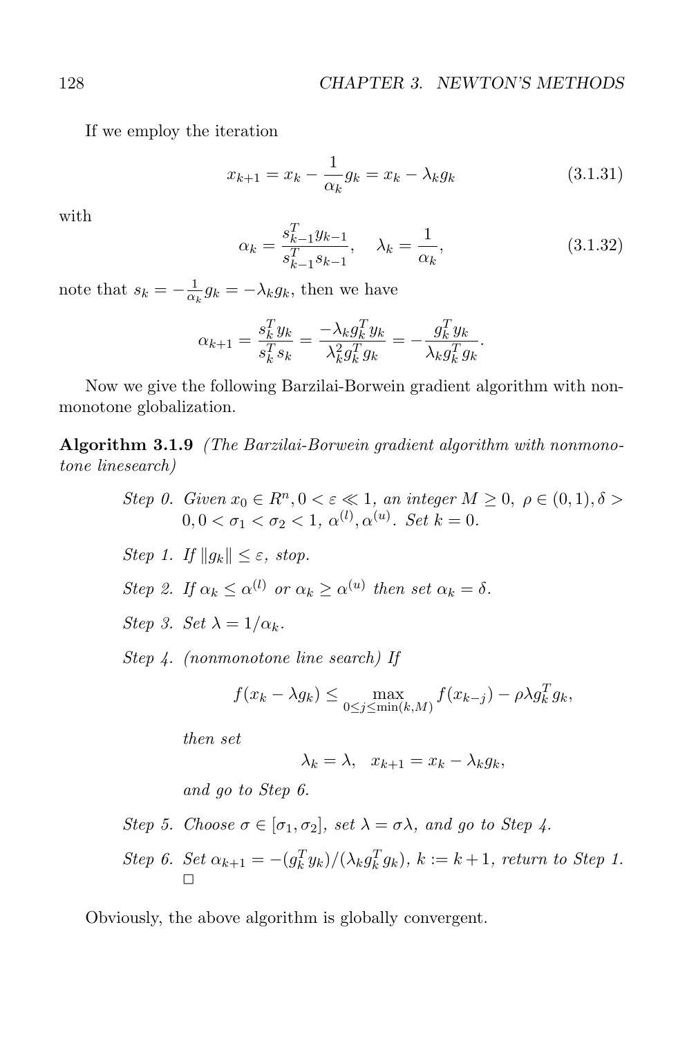If we employ the iteration

$$x_{k+1} = x_k - \frac{1}{\alpha_k} g_k = x_k - \lambda_k g_k \tag{3.1.31}$$

with

$$\alpha_k = \frac{s_{k-1}^T y_{k-1}}{s_{k-1}^T s_{k-1}}, \quad \lambda_k = \frac{1}{\alpha_k}, \tag{3.1.32}$$

note that $s_k = -\frac{1}{\alpha_k} g_k = -\lambda_k g_k$, then we have

$$\alpha_{k+1} = \frac{s_k^T y_k}{s_k^T s_k} = \frac{-\lambda_k g_k^T y_k}{\lambda_k^2 g_k^T g_k} = -\frac{g_k^T y_k}{\lambda_k g_k^T g_k}.$$

Now we give the following Barzilai-Borwein gradient algorithm with nonmonotone globalization.

**Algorithm 3.1.9** *(The Barzilai-Borwein gradient algorithm with nonmonotone linesearch)*

*Step 0.* *Given $x_0 \in R^n, 0 < \varepsilon \ll 1$, an integer $M \geq 0$, $\rho \in (0, 1), \delta > 0, 0 < \sigma_1 < \sigma_2 < 1$, $\alpha^{(l)}, \alpha^{(u)}$. Set $k = 0$.*

*Step 1.* *If $\|g_k\| \leq \varepsilon$, stop.*

*Step 2.* *If $\alpha_k \leq \alpha^{(l)}$ or $\alpha_k \geq \alpha^{(u)}$ then set $\alpha_k = \delta$.*

*Step 3.* *Set $\lambda = 1/\alpha_k$.*

*Step 4.* *(nonmonotone line search) If*

$$f(x_k - \lambda g_k) \leq \max_{0 \leq j \leq \min(k,M)} f(x_{k-j}) - \rho \lambda g_k^T g_k,$$

*then set*

$$\lambda_k = \lambda, \quad x_{k+1} = x_k - \lambda_k g_k,$$

*and go to Step 6.*

*Step 5.* *Choose $\sigma \in [\sigma_1, \sigma_2]$, set $\lambda = \sigma \lambda$, and go to Step 4.*

*Step 6.* *Set $\alpha_{k+1} = -(g_k^T y_k)/(\lambda_k g_k^T g_k)$, $k := k + 1$, return to Step 1.* $\square$

Obviously, the above algorithm is globally convergent.